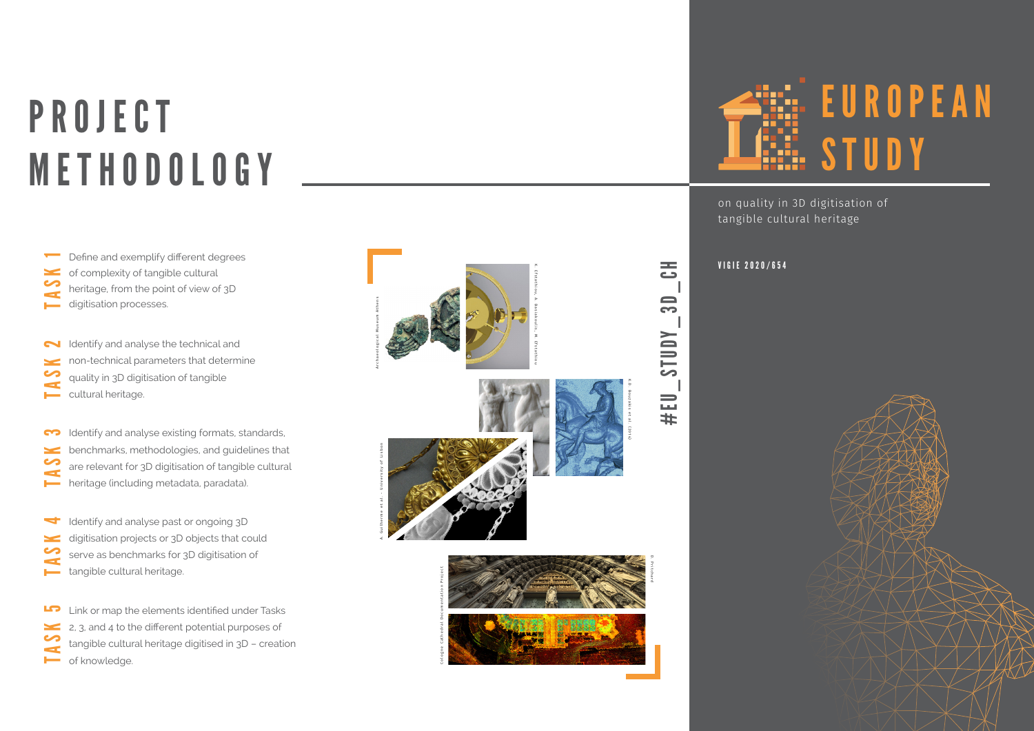# PROJECT METHODOLOGY

**TASK 1** — Define and exemplify different degrees of complexity of tangible cultural heritage, from the point of view of 3D digitisation processes.

**TASK 2** — Identify and analyse the technical and non-technical parameters that determine quality in 3D digitisation of tangible cultural heritage.

**TASK 3** — Identify and analyse existing formats, standards, benchmarks, methodologies, and guidelines that are relevant for 3D digitisation of tangible cultural heritage (including metadata, paradata).

**TASK 4** — Identify and analyse past or ongoing 3D digitisation projects or 3D objects that could serve as benchmarks for 3D digitisation of tangible cultural heritage.

**TASK 5** — Link or map the elements identified under Tasks 2, 3, and 4 to the different potential purposes of tangible cultural heritage digitised in 3D – creation of knowledge.

Archaeological Museum Athens

K. Efstathiou, A. Basiakoulis, M. Efstathiou

K.D. Rouzakis et al. (2014)

A. Guilherme et al. – University of Lisbon

Cologne Cathedral Documentation Project

D. Pritchard

#EU_STUDY_3D_CH

# EUROPEAN STUDY

on quality in 3D digitisation of tangible cultural heritage

VIGIE 2020/654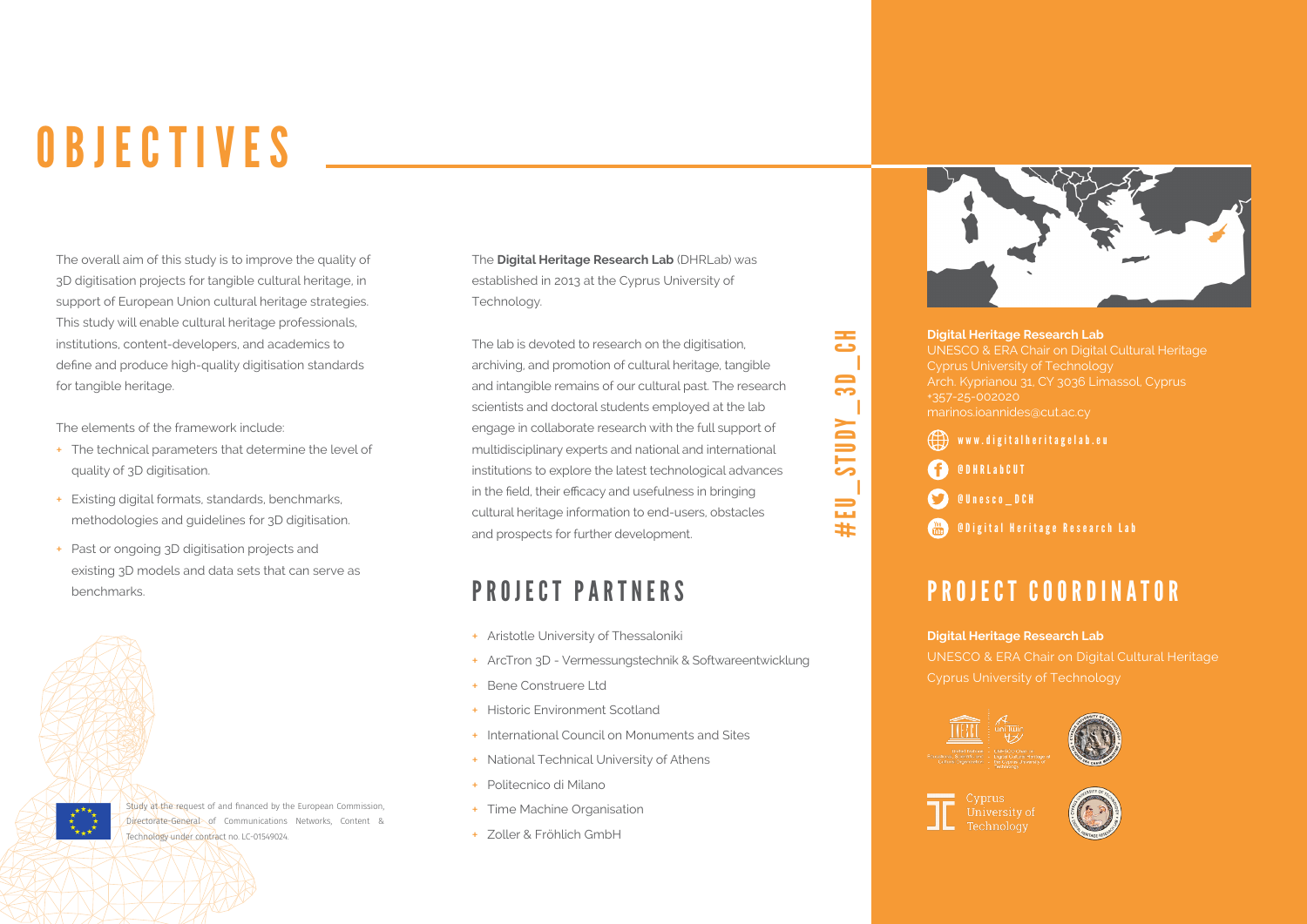# OBJECTIVES

The overall aim of this study is to improve the quality of 3D digitisation projects for tangible cultural heritage, in support of European Union cultural heritage strategies. This study will enable cultural heritage professionals, institutions, content-developers, and academics to define and produce high-quality digitisation standards for tangible heritage.

The elements of the framework include:

- The technical parameters that determine the level of quality of 3D digitisation.
- Existing digital formats, standards, benchmarks, methodologies and guidelines for 3D digitisation.
- Past or ongoing 3D digitisation projects and existing 3D models and data sets that can serve as benchmarks.

Study at the request of and financed by the European Commission, Directorate-General of Communications Networks, Content & Technology under contract no. LC-01549024.

The **Digital Heritage Research Lab** (DHRLab) was established in 2013 at the Cyprus University of Technology.

The lab is devoted to research on the digitisation, archiving, and promotion of cultural heritage, tangible and intangible remains of our cultural past. The research scientists and doctoral students employed at the lab engage in collaborate research with the full support of multidisciplinary experts and national and international institutions to explore the latest technological advances in the field, their efficacy and usefulness in bringing cultural heritage information to end-users, obstacles and prospects for further development.

## PROJECT PARTNERS

- Aristotle University of Thessaloniki
- ArcTron 3D - Vermessungstechnik & Softwareentwicklung
- Bene Construere Ltd
- Historic Environment Scotland
- International Council on Monuments and Sites
- National Technical University of Athens
- Politecnico di Milano
- Time Machine Organisation
- Zoller & Fröhlich GmbH

#EU_STUDY_3D_CH

**Digital Heritage Research Lab**
UNESCO & ERA Chair on Digital Cultural Heritage
Cyprus University of Technology
Arch. Kyprianou 31, CY 3036 Limassol, Cyprus
+357-25-002020
marinos.ioannides@cut.ac.cy

www.digitalheritagelab.eu
@DHRLabCUT
@Unesco_DCH
@Digital Heritage Research Lab

## PROJECT COORDINATOR

**Digital Heritage Research Lab**
UNESCO & ERA Chair on Digital Cultural Heritage
Cyprus University of Technology

Cyprus University of Technology